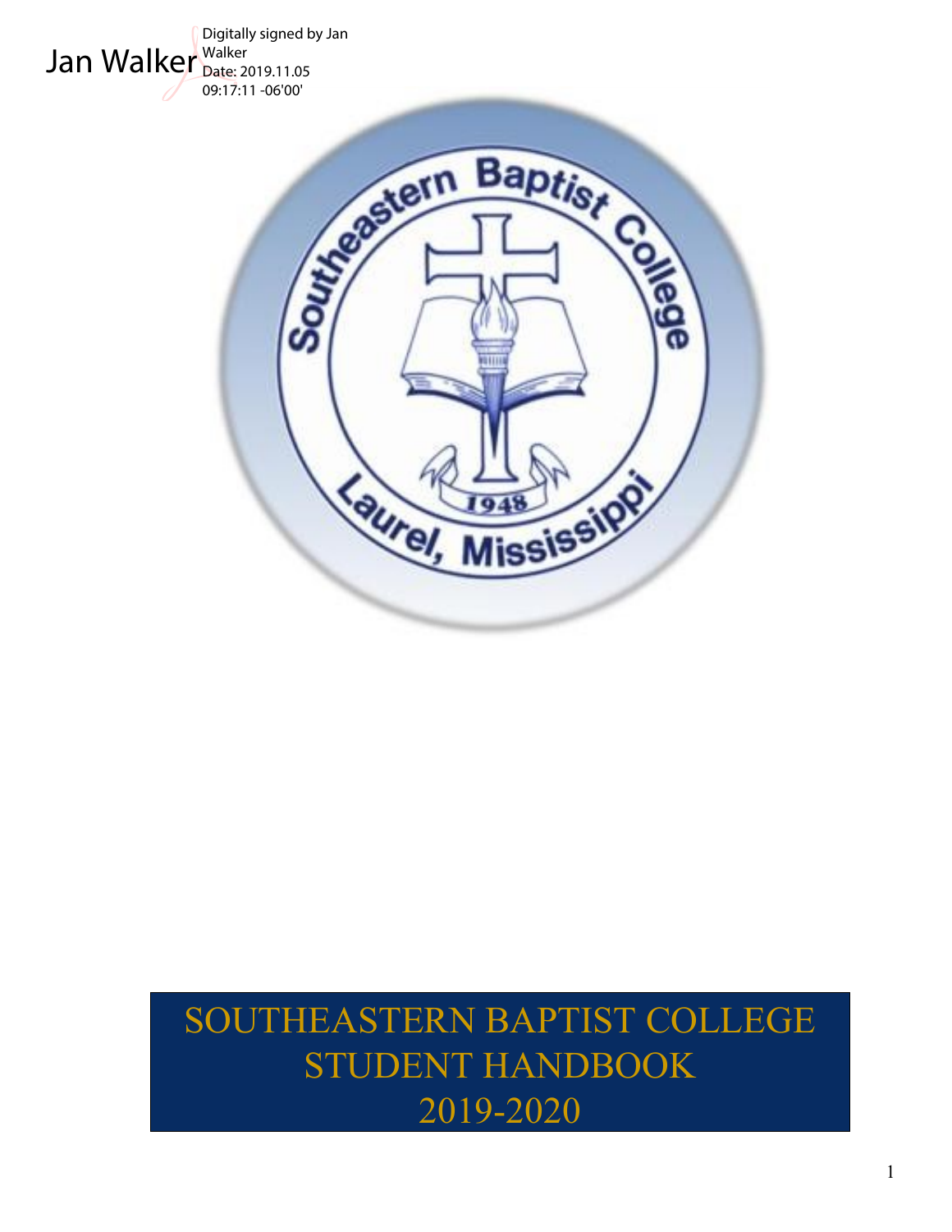Jan Walker Digitally signed by Jan Walker
Date: 2019.11.05 09:17:11 -06'00'

# SOUTHEASTERN BAPTIST COLLEGE STUDENT HANDBOOK 2019-2020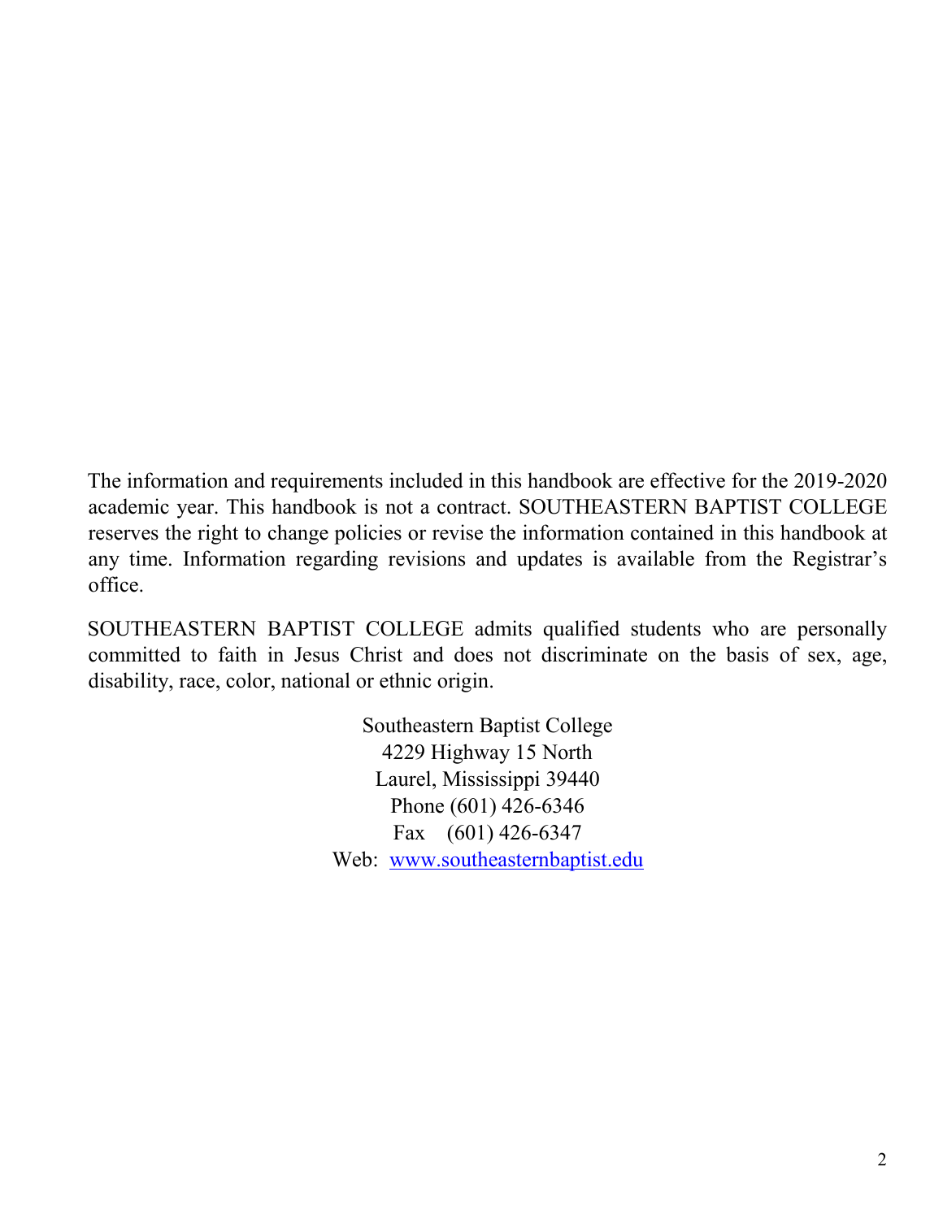The information and requirements included in this handbook are effective for the 2019-2020 academic year. This handbook is not a contract. SOUTHEASTERN BAPTIST COLLEGE reserves the right to change policies or revise the information contained in this handbook at any time. Information regarding revisions and updates is available from the Registrar's office.

SOUTHEASTERN BAPTIST COLLEGE admits qualified students who are personally committed to faith in Jesus Christ and does not discriminate on the basis of sex, age, disability, race, color, national or ethnic origin.

Southeastern Baptist College  
4229 Highway 15 North  
Laurel, Mississippi 39440  
Phone (601) 426-6346  
Fax (601) 426-6347  
Web: www.southeasternbaptist.edu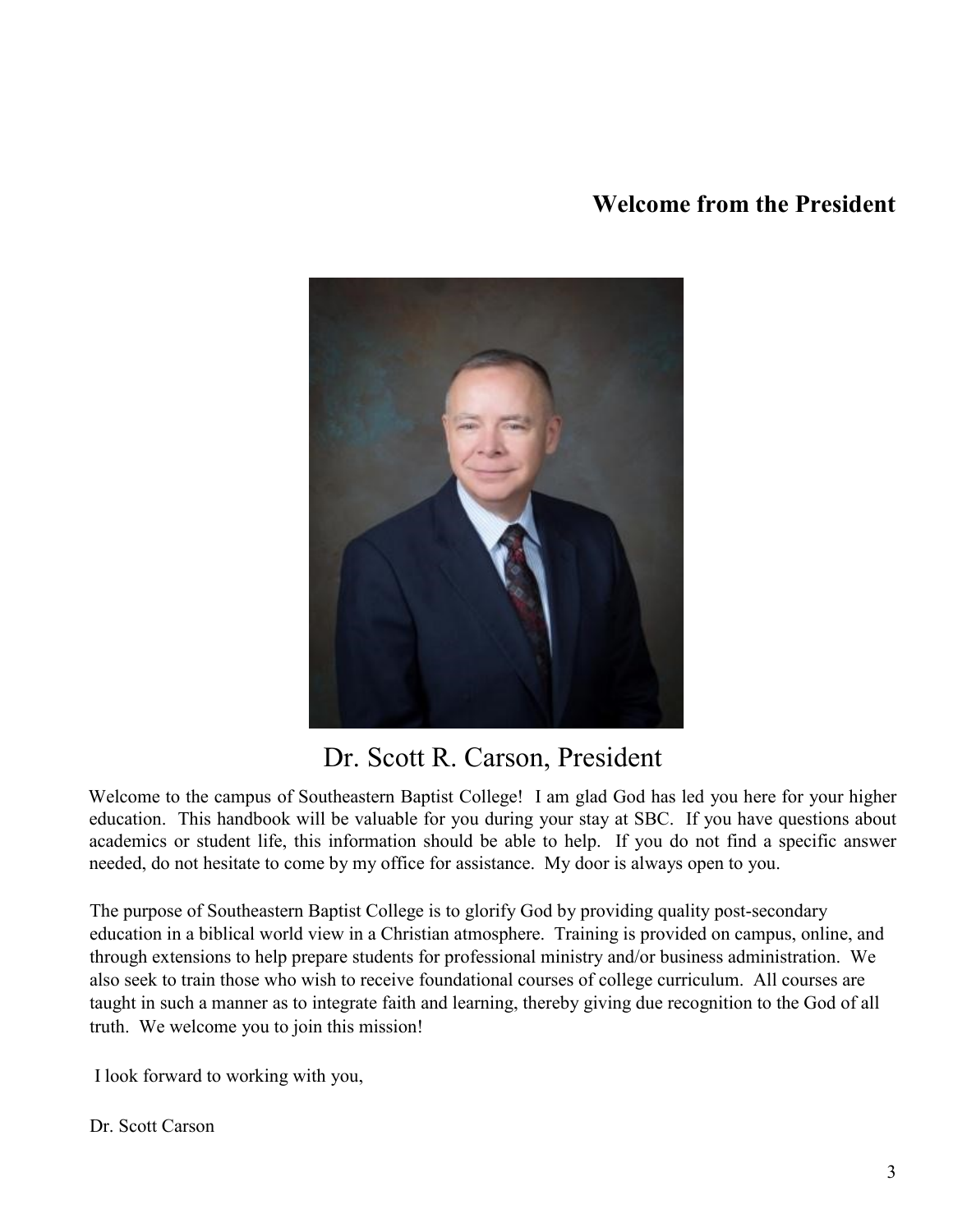## Welcome from the President

Dr. Scott R. Carson, President

Welcome to the campus of Southeastern Baptist College! I am glad God has led you here for your higher education. This handbook will be valuable for you during your stay at SBC. If you have questions about academics or student life, this information should be able to help. If you do not find a specific answer needed, do not hesitate to come by my office for assistance. My door is always open to you.

The purpose of Southeastern Baptist College is to glorify God by providing quality post-secondary education in a biblical world view in a Christian atmosphere. Training is provided on campus, online, and through extensions to help prepare students for professional ministry and/or business administration. We also seek to train those who wish to receive foundational courses of college curriculum. All courses are taught in such a manner as to integrate faith and learning, thereby giving due recognition to the God of all truth. We welcome you to join this mission!

I look forward to working with you,

Dr. Scott Carson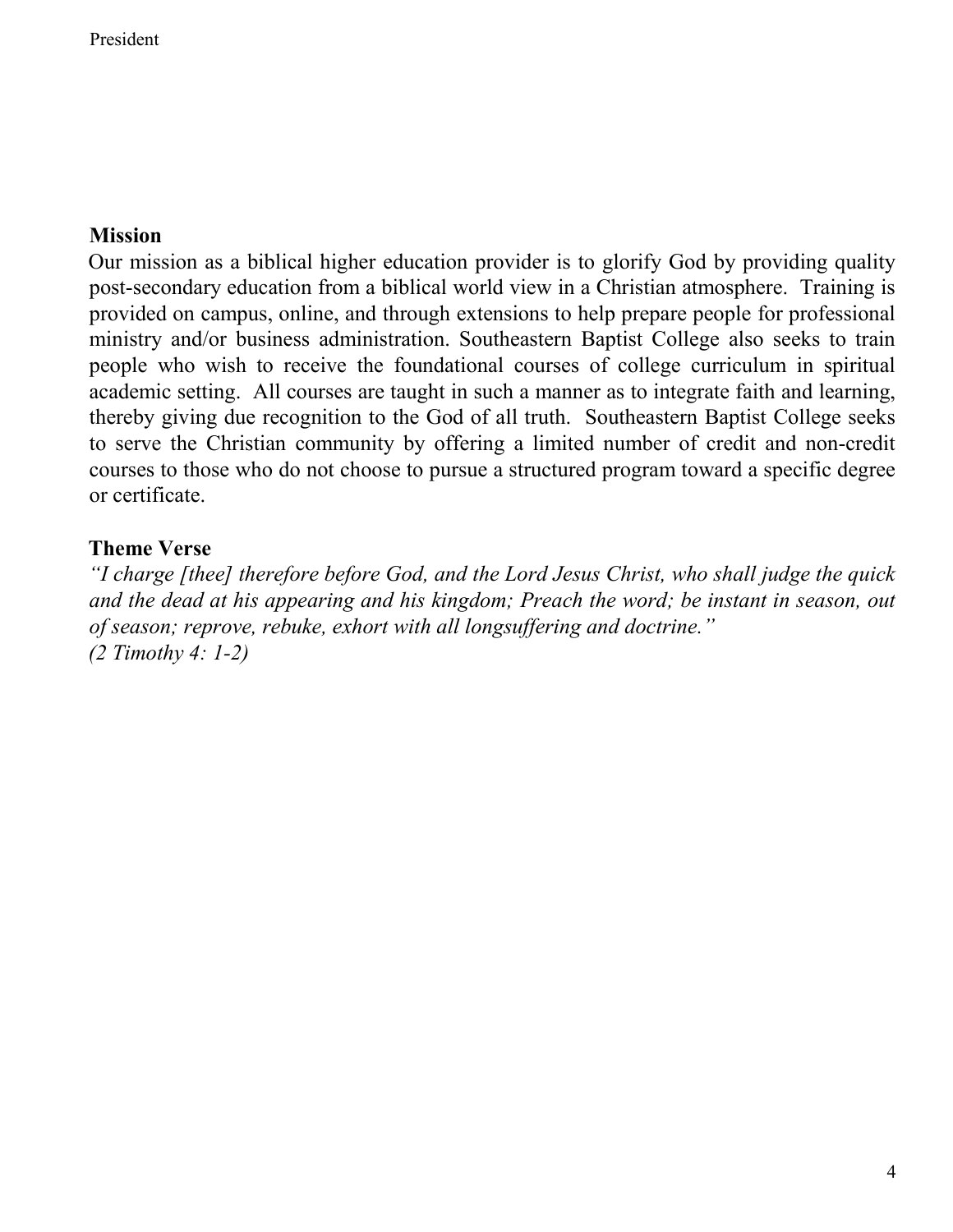President

## Mission

Our mission as a biblical higher education provider is to glorify God by providing quality post-secondary education from a biblical world view in a Christian atmosphere. Training is provided on campus, online, and through extensions to help prepare people for professional ministry and/or business administration. Southeastern Baptist College also seeks to train people who wish to receive the foundational courses of college curriculum in spiritual academic setting. All courses are taught in such a manner as to integrate faith and learning, thereby giving due recognition to the God of all truth. Southeastern Baptist College seeks to serve the Christian community by offering a limited number of credit and non-credit courses to those who do not choose to pursue a structured program toward a specific degree or certificate.

## Theme Verse

*"I charge [thee] therefore before God, and the Lord Jesus Christ, who shall judge the quick and the dead at his appearing and his kingdom; Preach the word; be instant in season, out of season; reprove, rebuke, exhort with all longsuffering and doctrine."*
*(2 Timothy 4: 1-2)*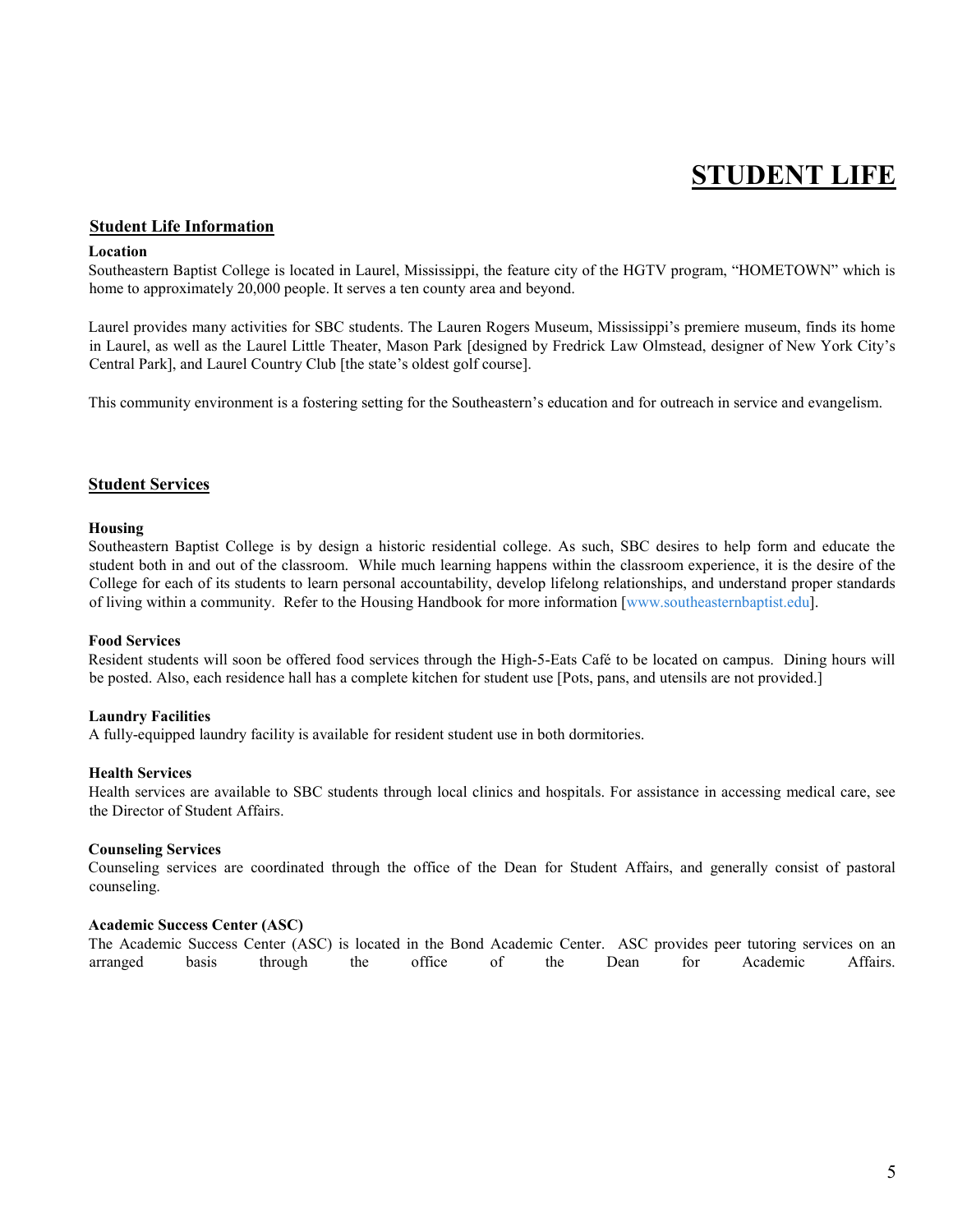# STUDENT LIFE

## Student Life Information

**Location**

Southeastern Baptist College is located in Laurel, Mississippi, the feature city of the HGTV program, "HOMETOWN" which is home to approximately 20,000 people. It serves a ten county area and beyond.

Laurel provides many activities for SBC students. The Lauren Rogers Museum, Mississippi's premiere museum, finds its home in Laurel, as well as the Laurel Little Theater, Mason Park [designed by Fredrick Law Olmstead, designer of New York City's Central Park], and Laurel Country Club [the state's oldest golf course].

This community environment is a fostering setting for the Southeastern's education and for outreach in service and evangelism.

## Student Services

**Housing**

Southeastern Baptist College is by design a historic residential college. As such, SBC desires to help form and educate the student both in and out of the classroom. While much learning happens within the classroom experience, it is the desire of the College for each of its students to learn personal accountability, develop lifelong relationships, and understand proper standards of living within a community. Refer to the Housing Handbook for more information [www.southeasternbaptist.edu].

**Food Services**

Resident students will soon be offered food services through the High-5-Eats Café to be located on campus. Dining hours will be posted. Also, each residence hall has a complete kitchen for student use [Pots, pans, and utensils are not provided.]

**Laundry Facilities**

A fully-equipped laundry facility is available for resident student use in both dormitories.

**Health Services**

Health services are available to SBC students through local clinics and hospitals. For assistance in accessing medical care, see the Director of Student Affairs.

**Counseling Services**

Counseling services are coordinated through the office of the Dean for Student Affairs, and generally consist of pastoral counseling.

**Academic Success Center (ASC)**

The Academic Success Center (ASC) is located in the Bond Academic Center. ASC provides peer tutoring services on an arranged basis through the office of the Dean for Academic Affairs.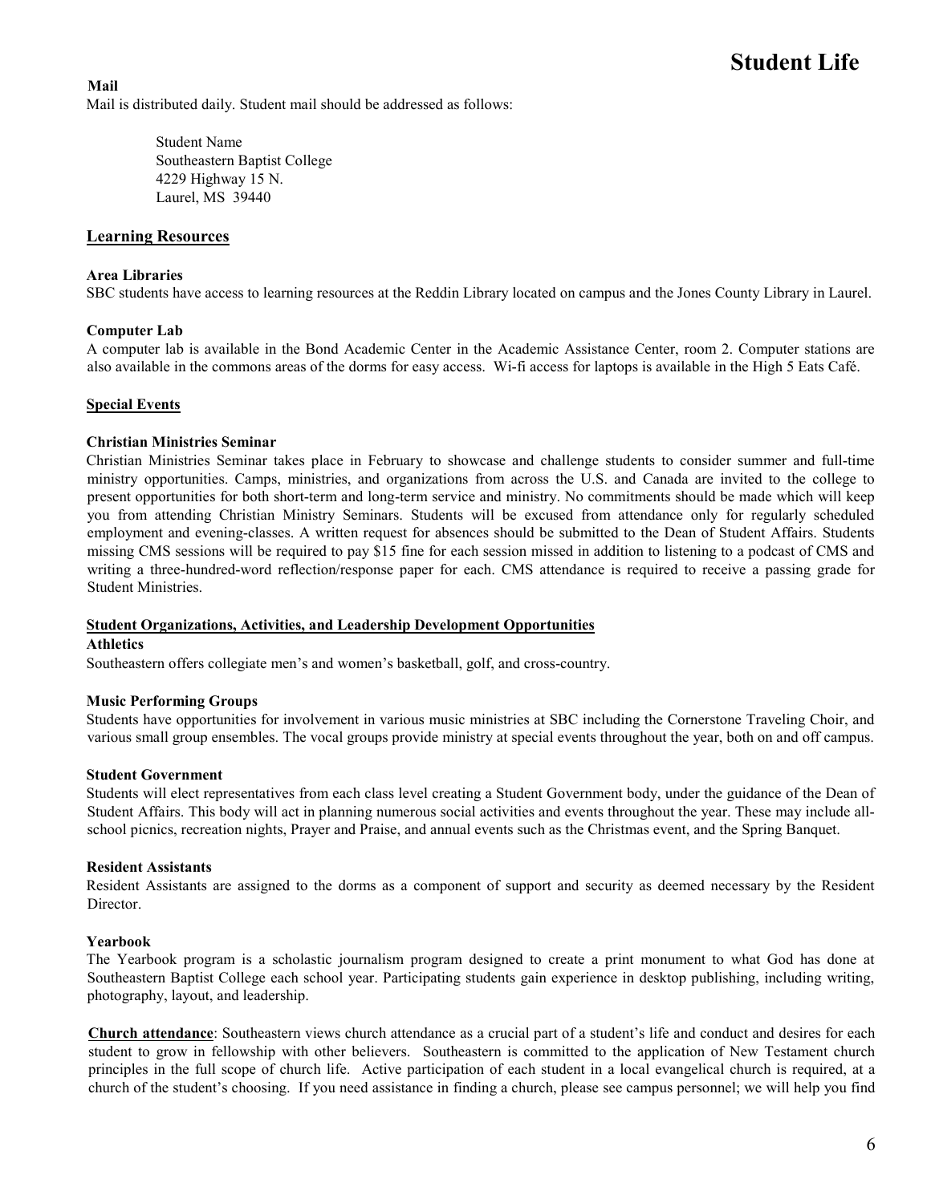**Mail**

Mail is distributed daily. Student mail should be addressed as follows:

Student Name
Southeastern Baptist College
4229 Highway 15 N.
Laurel, MS 39440

## Learning Resources

**Area Libraries**

SBC students have access to learning resources at the Reddin Library located on campus and the Jones County Library in Laurel.

**Computer Lab**

A computer lab is available in the Bond Academic Center in the Academic Assistance Center, room 2. Computer stations are also available in the commons areas of the dorms for easy access. Wi-fi access for laptops is available in the High 5 Eats Café.

## Special Events

**Christian Ministries Seminar**

Christian Ministries Seminar takes place in February to showcase and challenge students to consider summer and full-time ministry opportunities. Camps, ministries, and organizations from across the U.S. and Canada are invited to the college to present opportunities for both short-term and long-term service and ministry. No commitments should be made which will keep you from attending Christian Ministry Seminars. Students will be excused from attendance only for regularly scheduled employment and evening-classes. A written request for absences should be submitted to the Dean of Student Affairs. Students missing CMS sessions will be required to pay $15 fine for each session missed in addition to listening to a podcast of CMS and writing a three-hundred-word reflection/response paper for each. CMS attendance is required to receive a passing grade for Student Ministries.

## Student Organizations, Activities, and Leadership Development Opportunities

**Athletics**

Southeastern offers collegiate men's and women's basketball, golf, and cross-country.

**Music Performing Groups**

Students have opportunities for involvement in various music ministries at SBC including the Cornerstone Traveling Choir, and various small group ensembles. The vocal groups provide ministry at special events throughout the year, both on and off campus.

**Student Government**

Students will elect representatives from each class level creating a Student Government body, under the guidance of the Dean of Student Affairs. This body will act in planning numerous social activities and events throughout the year. These may include all-school picnics, recreation nights, Prayer and Praise, and annual events such as the Christmas event, and the Spring Banquet.

**Resident Assistants**

Resident Assistants are assigned to the dorms as a component of support and security as deemed necessary by the Resident Director.

**Yearbook**

The Yearbook program is a scholastic journalism program designed to create a print monument to what God has done at Southeastern Baptist College each school year. Participating students gain experience in desktop publishing, including writing, photography, layout, and leadership.

**Church attendance**: Southeastern views church attendance as a crucial part of a student's life and conduct and desires for each student to grow in fellowship with other believers. Southeastern is committed to the application of New Testament church principles in the full scope of church life. Active participation of each student in a local evangelical church is required, at a church of the student's choosing. If you need assistance in finding a church, please see campus personnel; we will help you find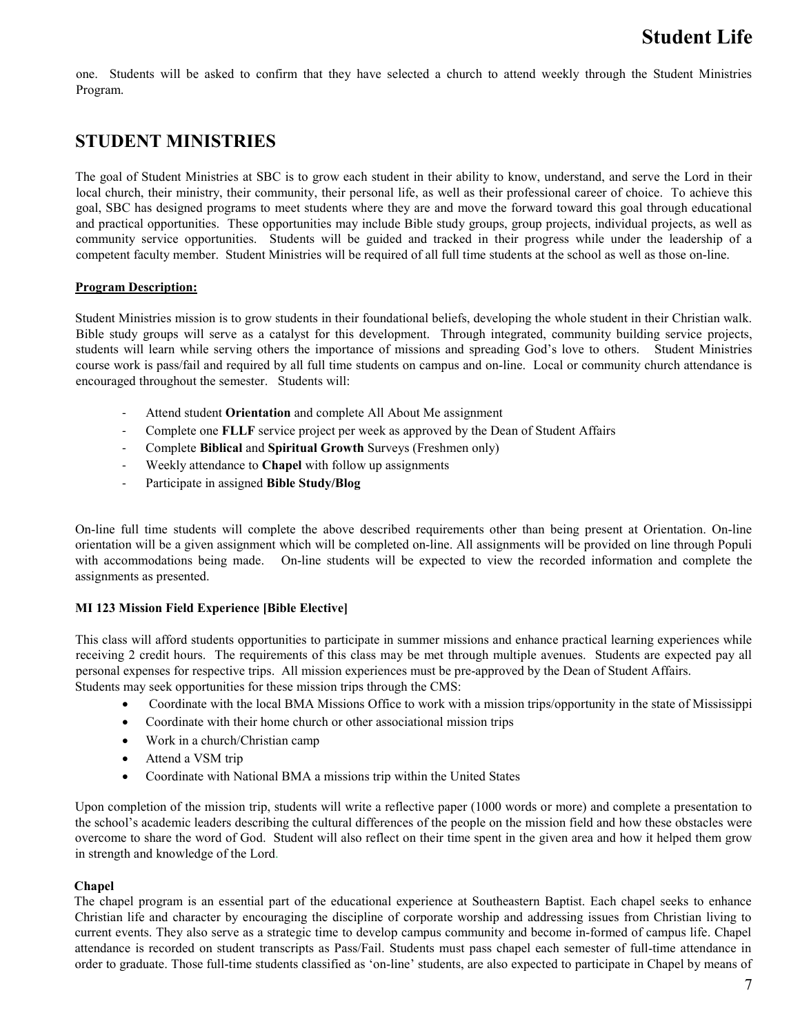one. Students will be asked to confirm that they have selected a church to attend weekly through the Student Ministries Program.

## STUDENT MINISTRIES

The goal of Student Ministries at SBC is to grow each student in their ability to know, understand, and serve the Lord in their local church, their ministry, their community, their personal life, as well as their professional career of choice. To achieve this goal, SBC has designed programs to meet students where they are and move the forward toward this goal through educational and practical opportunities. These opportunities may include Bible study groups, group projects, individual projects, as well as community service opportunities. Students will be guided and tracked in their progress while under the leadership of a competent faculty member. Student Ministries will be required of all full time students at the school as well as those on-line.

**Program Description:**

Student Ministries mission is to grow students in their foundational beliefs, developing the whole student in their Christian walk. Bible study groups will serve as a catalyst for this development. Through integrated, community building service projects, students will learn while serving others the importance of missions and spreading God's love to others. Student Ministries course work is pass/fail and required by all full time students on campus and on-line. Local or community church attendance is encouraged throughout the semester. Students will:

- Attend student **Orientation** and complete All About Me assignment
- Complete one **FLLF** service project per week as approved by the Dean of Student Affairs
- Complete **Biblical** and **Spiritual Growth** Surveys (Freshmen only)
- Weekly attendance to **Chapel** with follow up assignments
- Participate in assigned **Bible Study/Blog**

On-line full time students will complete the above described requirements other than being present at Orientation. On-line orientation will be a given assignment which will be completed on-line. All assignments will be provided on line through Populi with accommodations being made. On-line students will be expected to view the recorded information and complete the assignments as presented.

**MI 123 Mission Field Experience [Bible Elective]**

This class will afford students opportunities to participate in summer missions and enhance practical learning experiences while receiving 2 credit hours. The requirements of this class may be met through multiple avenues. Students are expected pay all personal expenses for respective trips. All mission experiences must be pre-approved by the Dean of Student Affairs. Students may seek opportunities for these mission trips through the CMS:

- Coordinate with the local BMA Missions Office to work with a mission trips/opportunity in the state of Mississippi
- Coordinate with their home church or other associational mission trips
- Work in a church/Christian camp
- Attend a VSM trip
- Coordinate with National BMA a missions trip within the United States

Upon completion of the mission trip, students will write a reflective paper (1000 words or more) and complete a presentation to the school's academic leaders describing the cultural differences of the people on the mission field and how these obstacles were overcome to share the word of God. Student will also reflect on their time spent in the given area and how it helped them grow in strength and knowledge of the Lord.

**Chapel**

The chapel program is an essential part of the educational experience at Southeastern Baptist. Each chapel seeks to enhance Christian life and character by encouraging the discipline of corporate worship and addressing issues from Christian living to current events. They also serve as a strategic time to develop campus community and become in-formed of campus life. Chapel attendance is recorded on student transcripts as Pass/Fail. Students must pass chapel each semester of full-time attendance in order to graduate. Those full-time students classified as 'on-line' students, are also expected to participate in Chapel by means of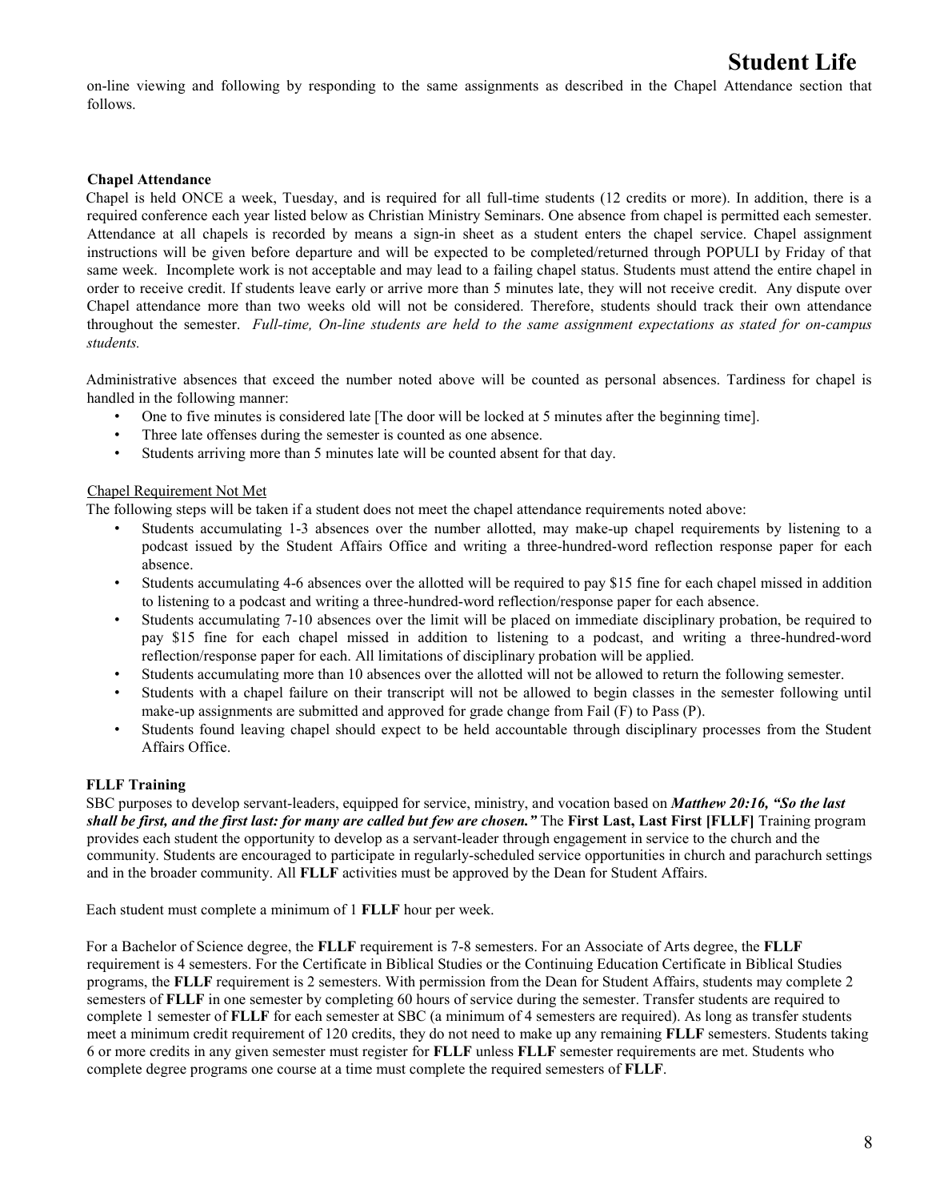on-line viewing and following by responding to the same assignments as described in the Chapel Attendance section that follows.

### Chapel Attendance

Chapel is held ONCE a week, Tuesday, and is required for all full-time students (12 credits or more). In addition, there is a required conference each year listed below as Christian Ministry Seminars. One absence from chapel is permitted each semester. Attendance at all chapels is recorded by means a sign-in sheet as a student enters the chapel service. Chapel assignment instructions will be given before departure and will be expected to be completed/returned through POPULI by Friday of that same week. Incomplete work is not acceptable and may lead to a failing chapel status. Students must attend the entire chapel in order to receive credit. If students leave early or arrive more than 5 minutes late, they will not receive credit. Any dispute over Chapel attendance more than two weeks old will not be considered. Therefore, students should track their own attendance throughout the semester. *Full-time, On-line students are held to the same assignment expectations as stated for on-campus students.*

Administrative absences that exceed the number noted above will be counted as personal absences. Tardiness for chapel is handled in the following manner:

- One to five minutes is considered late [The door will be locked at 5 minutes after the beginning time].
- Three late offenses during the semester is counted as one absence.
- Students arriving more than 5 minutes late will be counted absent for that day.

Chapel Requirement Not Met

The following steps will be taken if a student does not meet the chapel attendance requirements noted above:

- Students accumulating 1-3 absences over the number allotted, may make-up chapel requirements by listening to a podcast issued by the Student Affairs Office and writing a three-hundred-word reflection response paper for each absence.
- Students accumulating 4-6 absences over the allotted will be required to pay $15 fine for each chapel missed in addition to listening to a podcast and writing a three-hundred-word reflection/response paper for each absence.
- Students accumulating 7-10 absences over the limit will be placed on immediate disciplinary probation, be required to pay $15 fine for each chapel missed in addition to listening to a podcast, and writing a three-hundred-word reflection/response paper for each. All limitations of disciplinary probation will be applied.
- Students accumulating more than 10 absences over the allotted will not be allowed to return the following semester.
- Students with a chapel failure on their transcript will not be allowed to begin classes in the semester following until make-up assignments are submitted and approved for grade change from Fail (F) to Pass (P).
- Students found leaving chapel should expect to be held accountable through disciplinary processes from the Student Affairs Office.

### FLLF Training

SBC purposes to develop servant-leaders, equipped for service, ministry, and vocation based on ***Matthew 20:16, "So the last shall be first, and the first last: for many are called but few are chosen."*** The **First Last, Last First [FLLF]** Training program provides each student the opportunity to develop as a servant-leader through engagement in service to the church and the community. Students are encouraged to participate in regularly-scheduled service opportunities in church and parachurch settings and in the broader community. All **FLLF** activities must be approved by the Dean for Student Affairs.

Each student must complete a minimum of 1 **FLLF** hour per week.

For a Bachelor of Science degree, the **FLLF** requirement is 7-8 semesters. For an Associate of Arts degree, the **FLLF** requirement is 4 semesters. For the Certificate in Biblical Studies or the Continuing Education Certificate in Biblical Studies programs, the **FLLF** requirement is 2 semesters. With permission from the Dean for Student Affairs, students may complete 2 semesters of **FLLF** in one semester by completing 60 hours of service during the semester. Transfer students are required to complete 1 semester of **FLLF** for each semester at SBC (a minimum of 4 semesters are required). As long as transfer students meet a minimum credit requirement of 120 credits, they do not need to make up any remaining **FLLF** semesters. Students taking 6 or more credits in any given semester must register for **FLLF** unless **FLLF** semester requirements are met. Students who complete degree programs one course at a time must complete the required semesters of **FLLF**.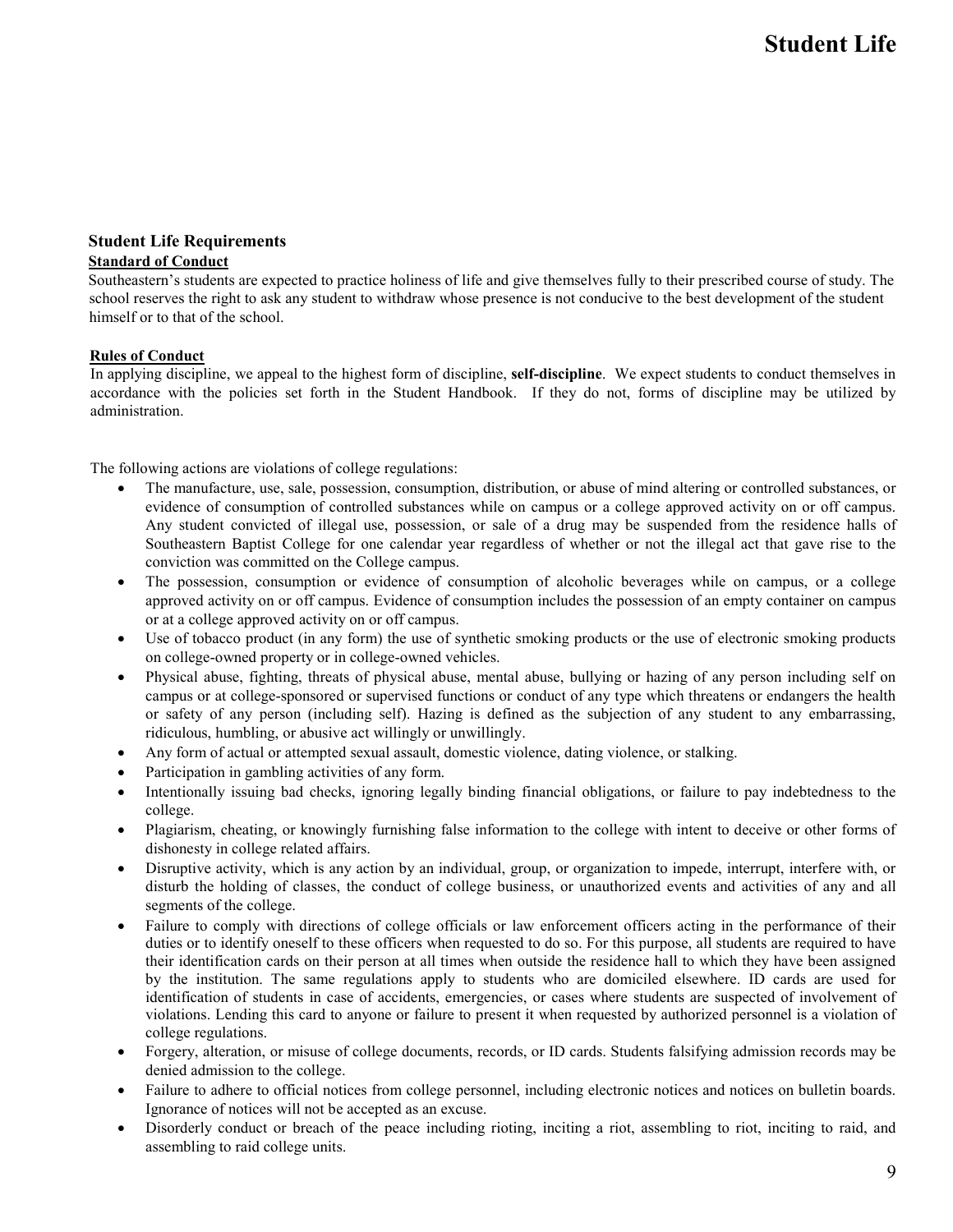# Student Life

## Student Life Requirements

### Standard of Conduct

Southeastern's students are expected to practice holiness of life and give themselves fully to their prescribed course of study. The school reserves the right to ask any student to withdraw whose presence is not conducive to the best development of the student himself or to that of the school.

### Rules of Conduct

In applying discipline, we appeal to the highest form of discipline, **self-discipline**. We expect students to conduct themselves in accordance with the policies set forth in the Student Handbook. If they do not, forms of discipline may be utilized by administration.

The following actions are violations of college regulations:

- The manufacture, use, sale, possession, consumption, distribution, or abuse of mind altering or controlled substances, or evidence of consumption of controlled substances while on campus or a college approved activity on or off campus. Any student convicted of illegal use, possession, or sale of a drug may be suspended from the residence halls of Southeastern Baptist College for one calendar year regardless of whether or not the illegal act that gave rise to the conviction was committed on the College campus.
- The possession, consumption or evidence of consumption of alcoholic beverages while on campus, or a college approved activity on or off campus. Evidence of consumption includes the possession of an empty container on campus or at a college approved activity on or off campus.
- Use of tobacco product (in any form) the use of synthetic smoking products or the use of electronic smoking products on college-owned property or in college-owned vehicles.
- Physical abuse, fighting, threats of physical abuse, mental abuse, bullying or hazing of any person including self on campus or at college-sponsored or supervised functions or conduct of any type which threatens or endangers the health or safety of any person (including self). Hazing is defined as the subjection of any student to any embarrassing, ridiculous, humbling, or abusive act willingly or unwillingly.
- Any form of actual or attempted sexual assault, domestic violence, dating violence, or stalking.
- Participation in gambling activities of any form.
- Intentionally issuing bad checks, ignoring legally binding financial obligations, or failure to pay indebtedness to the college.
- Plagiarism, cheating, or knowingly furnishing false information to the college with intent to deceive or other forms of dishonesty in college related affairs.
- Disruptive activity, which is any action by an individual, group, or organization to impede, interrupt, interfere with, or disturb the holding of classes, the conduct of college business, or unauthorized events and activities of any and all segments of the college.
- Failure to comply with directions of college officials or law enforcement officers acting in the performance of their duties or to identify oneself to these officers when requested to do so. For this purpose, all students are required to have their identification cards on their person at all times when outside the residence hall to which they have been assigned by the institution. The same regulations apply to students who are domiciled elsewhere. ID cards are used for identification of students in case of accidents, emergencies, or cases where students are suspected of involvement of violations. Lending this card to anyone or failure to present it when requested by authorized personnel is a violation of college regulations.
- Forgery, alteration, or misuse of college documents, records, or ID cards. Students falsifying admission records may be denied admission to the college.
- Failure to adhere to official notices from college personnel, including electronic notices and notices on bulletin boards. Ignorance of notices will not be accepted as an excuse.
- Disorderly conduct or breach of the peace including rioting, inciting a riot, assembling to riot, inciting to raid, and assembling to raid college units.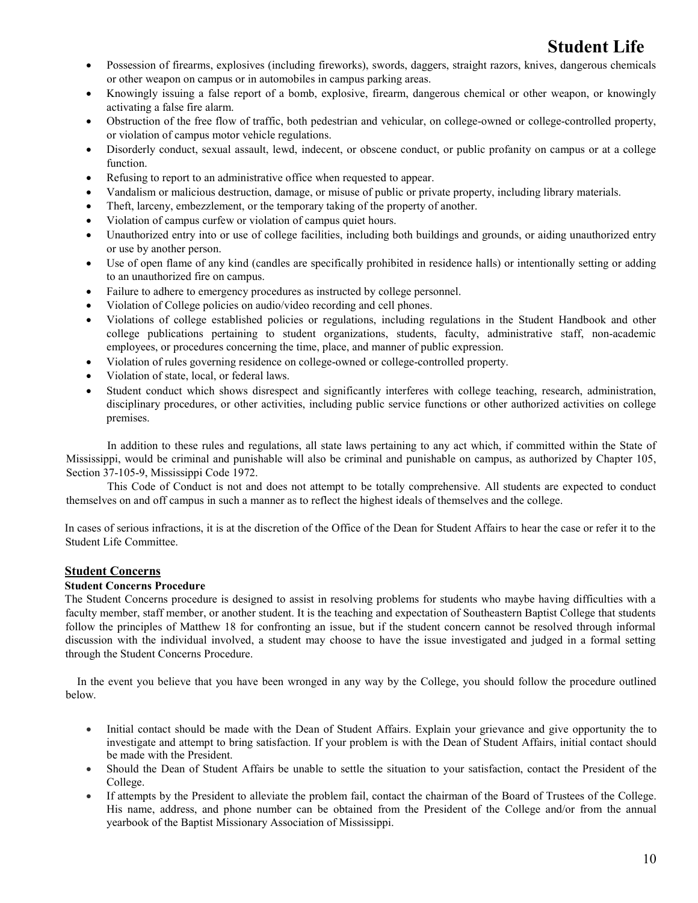- Possession of firearms, explosives (including fireworks), swords, daggers, straight razors, knives, dangerous chemicals or other weapon on campus or in automobiles in campus parking areas.
- Knowingly issuing a false report of a bomb, explosive, firearm, dangerous chemical or other weapon, or knowingly activating a false fire alarm.
- Obstruction of the free flow of traffic, both pedestrian and vehicular, on college-owned or college-controlled property, or violation of campus motor vehicle regulations.
- Disorderly conduct, sexual assault, lewd, indecent, or obscene conduct, or public profanity on campus or at a college function.
- Refusing to report to an administrative office when requested to appear.
- Vandalism or malicious destruction, damage, or misuse of public or private property, including library materials.
- Theft, larceny, embezzlement, or the temporary taking of the property of another.
- Violation of campus curfew or violation of campus quiet hours.
- Unauthorized entry into or use of college facilities, including both buildings and grounds, or aiding unauthorized entry or use by another person.
- Use of open flame of any kind (candles are specifically prohibited in residence halls) or intentionally setting or adding to an unauthorized fire on campus.
- Failure to adhere to emergency procedures as instructed by college personnel.
- Violation of College policies on audio/video recording and cell phones.
- Violations of college established policies or regulations, including regulations in the Student Handbook and other college publications pertaining to student organizations, students, faculty, administrative staff, non-academic employees, or procedures concerning the time, place, and manner of public expression.
- Violation of rules governing residence on college-owned or college-controlled property.
- Violation of state, local, or federal laws.
- Student conduct which shows disrespect and significantly interferes with college teaching, research, administration, disciplinary procedures, or other activities, including public service functions or other authorized activities on college premises.

In addition to these rules and regulations, all state laws pertaining to any act which, if committed within the State of Mississippi, would be criminal and punishable will also be criminal and punishable on campus, as authorized by Chapter 105, Section 37-105-9, Mississippi Code 1972.

This Code of Conduct is not and does not attempt to be totally comprehensive. All students are expected to conduct themselves on and off campus in such a manner as to reflect the highest ideals of themselves and the college.

In cases of serious infractions, it is at the discretion of the Office of the Dean for Student Affairs to hear the case or refer it to the Student Life Committee.

## Student Concerns

### Student Concerns Procedure

The Student Concerns procedure is designed to assist in resolving problems for students who maybe having difficulties with a faculty member, staff member, or another student. It is the teaching and expectation of Southeastern Baptist College that students follow the principles of Matthew 18 for confronting an issue, but if the student concern cannot be resolved through informal discussion with the individual involved, a student may choose to have the issue investigated and judged in a formal setting through the Student Concerns Procedure.

In the event you believe that you have been wronged in any way by the College, you should follow the procedure outlined below.

- Initial contact should be made with the Dean of Student Affairs. Explain your grievance and give opportunity the to investigate and attempt to bring satisfaction. If your problem is with the Dean of Student Affairs, initial contact should be made with the President.
- Should the Dean of Student Affairs be unable to settle the situation to your satisfaction, contact the President of the College.
- If attempts by the President to alleviate the problem fail, contact the chairman of the Board of Trustees of the College. His name, address, and phone number can be obtained from the President of the College and/or from the annual yearbook of the Baptist Missionary Association of Mississippi.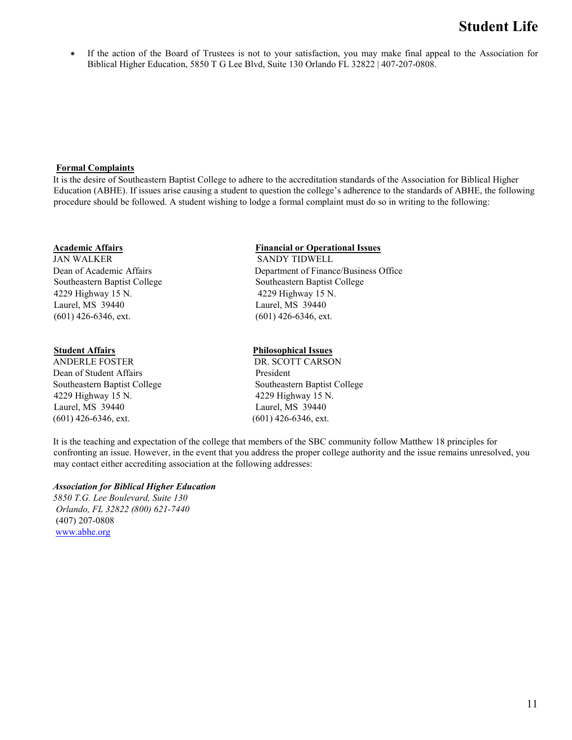- If the action of the Board of Trustees is not to your satisfaction, you may make final appeal to the Association for Biblical Higher Education, 5850 T G Lee Blvd, Suite 130 Orlando FL 32822 | 407-207-0808.

**Formal Complaints**

It is the desire of Southeastern Baptist College to adhere to the accreditation standards of the Association for Biblical Higher Education (ABHE). If issues arise causing a student to question the college's adherence to the standards of ABHE, the following procedure should be followed. A student wishing to lodge a formal complaint must do so in writing to the following:

**Academic Affairs**
JAN WALKER
Dean of Academic Affairs
Southeastern Baptist College
4229 Highway 15 N.
Laurel, MS 39440
(601) 426-6346, ext.

**Financial or Operational Issues**
SANDY TIDWELL
Department of Finance/Business Office
Southeastern Baptist College
4229 Highway 15 N.
Laurel, MS 39440
(601) 426-6346, ext.

**Student Affairs**
ANDERLE FOSTER
Dean of Student Affairs
Southeastern Baptist College
4229 Highway 15 N.
Laurel, MS 39440
(601) 426-6346, ext.

**Philosophical Issues**
DR. SCOTT CARSON
President
Southeastern Baptist College
4229 Highway 15 N.
Laurel, MS 39440
(601) 426-6346, ext.

It is the teaching and expectation of the college that members of the SBC community follow Matthew 18 principles for confronting an issue. However, in the event that you address the proper college authority and the issue remains unresolved, you may contact either accrediting association at the following addresses:

***Association for Biblical Higher Education***
*5850 T.G. Lee Boulevard, Suite 130*
*Orlando, FL 32822 (800) 621-7440*
(407) 207-0808
www.abhe.org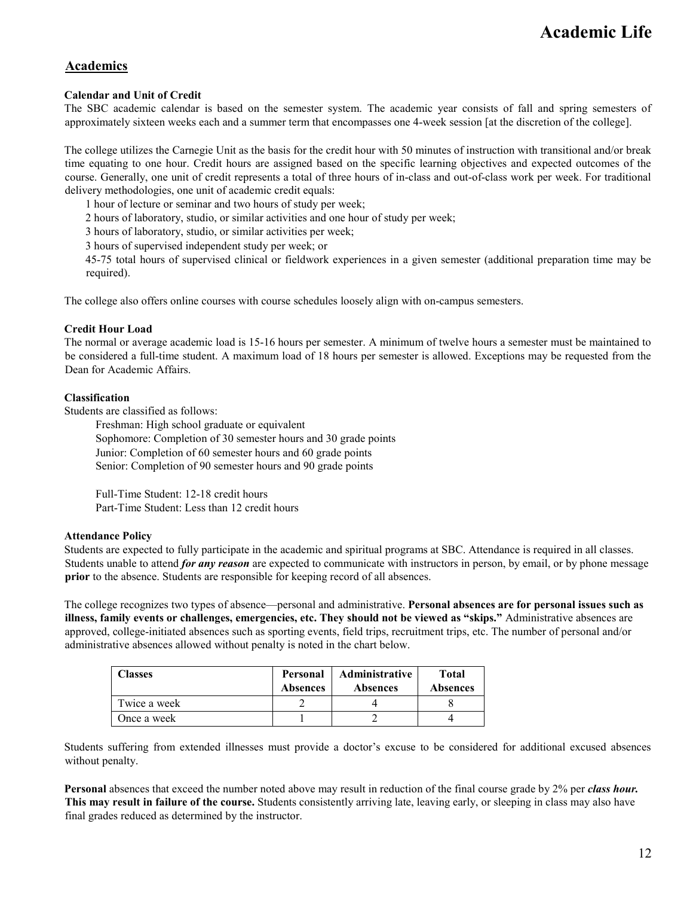# Academic Life

## Academics

### Calendar and Unit of Credit

The SBC academic calendar is based on the semester system. The academic year consists of fall and spring semesters of approximately sixteen weeks each and a summer term that encompasses one 4-week session [at the discretion of the college].

The college utilizes the Carnegie Unit as the basis for the credit hour with 50 minutes of instruction with transitional and/or break time equating to one hour. Credit hours are assigned based on the specific learning objectives and expected outcomes of the course. Generally, one unit of credit represents a total of three hours of in-class and out-of-class work per week. For traditional delivery methodologies, one unit of academic credit equals:

1 hour of lecture or seminar and two hours of study per week;
2 hours of laboratory, studio, or similar activities and one hour of study per week;
3 hours of laboratory, studio, or similar activities per week;
3 hours of supervised independent study per week; or
45-75 total hours of supervised clinical or fieldwork experiences in a given semester (additional preparation time may be required).

The college also offers online courses with course schedules loosely align with on-campus semesters.

### Credit Hour Load

The normal or average academic load is 15-16 hours per semester. A minimum of twelve hours a semester must be maintained to be considered a full-time student. A maximum load of 18 hours per semester is allowed. Exceptions may be requested from the Dean for Academic Affairs.

### Classification

Students are classified as follows:

Freshman: High school graduate or equivalent
Sophomore: Completion of 30 semester hours and 30 grade points
Junior: Completion of 60 semester hours and 60 grade points
Senior: Completion of 90 semester hours and 90 grade points

Full-Time Student: 12-18 credit hours
Part-Time Student: Less than 12 credit hours

### Attendance Policy

Students are expected to fully participate in the academic and spiritual programs at SBC. Attendance is required in all classes. Students unable to attend ***for any reason*** are expected to communicate with instructors in person, by email, or by phone message **prior** to the absence. Students are responsible for keeping record of all absences.

The college recognizes two types of absence—personal and administrative. **Personal absences are for personal issues such as illness, family events or challenges, emergencies, etc. They should not be viewed as "skips."** Administrative absences are approved, college-initiated absences such as sporting events, field trips, recruitment trips, etc. The number of personal and/or administrative absences allowed without penalty is noted in the chart below.

| Classes | Personal Absences | Administrative Absences | Total Absences |
|---|---|---|---|
| Twice a week | 2 | 4 | 8 |
| Once a week | 1 | 2 | 4 |

Students suffering from extended illnesses must provide a doctor's excuse to be considered for additional excused absences without penalty.

**Personal** absences that exceed the number noted above may result in reduction of the final course grade by 2% per ***class hour.*** **This may result in failure of the course.** Students consistently arriving late, leaving early, or sleeping in class may also have final grades reduced as determined by the instructor.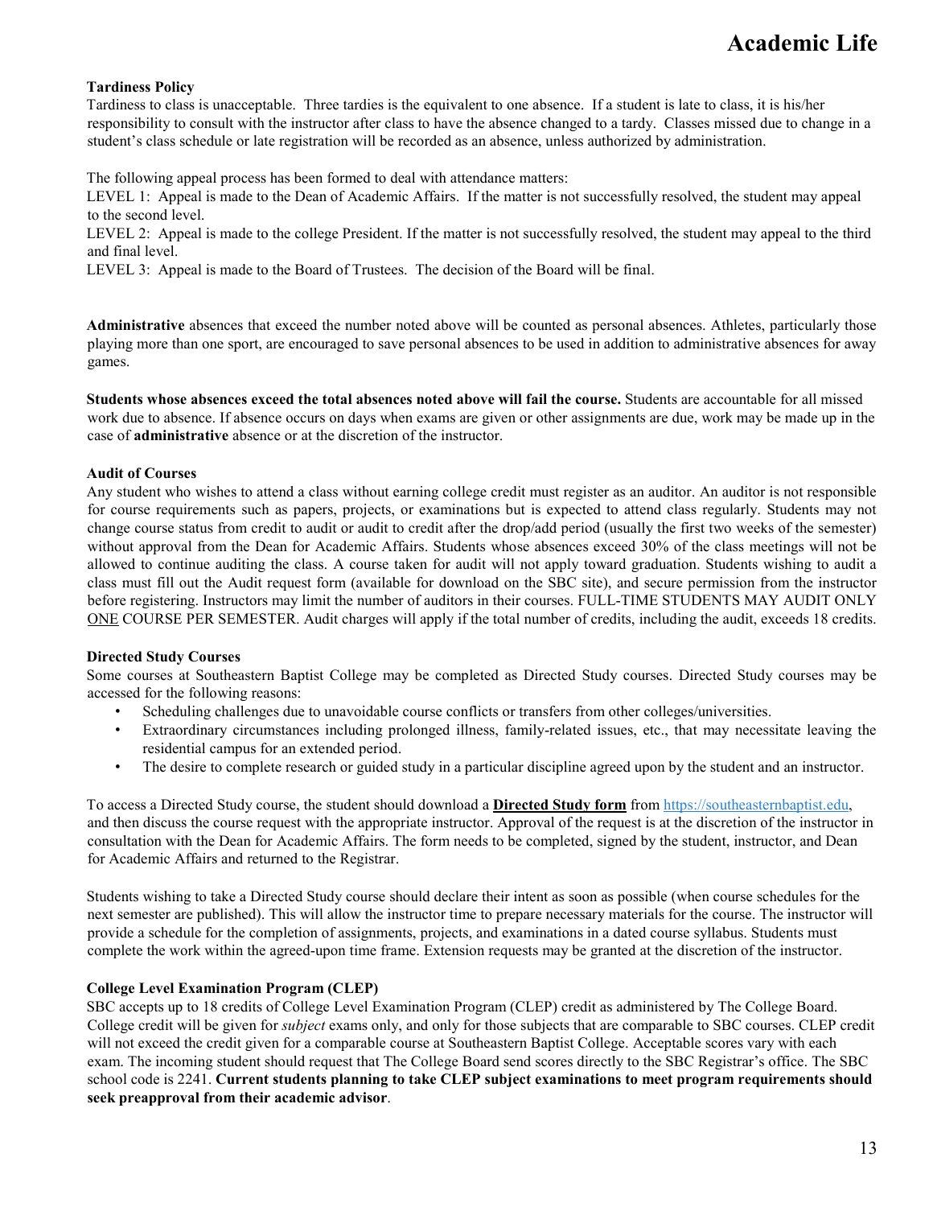**Tardiness Policy**
Tardiness to class is unacceptable. Three tardies is the equivalent to one absence. If a student is late to class, it is his/her responsibility to consult with the instructor after class to have the absence changed to a tardy. Classes missed due to change in a student's class schedule or late registration will be recorded as an absence, unless authorized by administration.

The following appeal process has been formed to deal with attendance matters:
LEVEL 1: Appeal is made to the Dean of Academic Affairs. If the matter is not successfully resolved, the student may appeal to the second level.
LEVEL 2: Appeal is made to the college President. If the matter is not successfully resolved, the student may appeal to the third and final level.
LEVEL 3: Appeal is made to the Board of Trustees. The decision of the Board will be final.

**Administrative** absences that exceed the number noted above will be counted as personal absences. Athletes, particularly those playing more than one sport, are encouraged to save personal absences to be used in addition to administrative absences for away games.

**Students whose absences exceed the total absences noted above will fail the course.** Students are accountable for all missed work due to absence. If absence occurs on days when exams are given or other assignments are due, work may be made up in the case of **administrative** absence or at the discretion of the instructor.

**Audit of Courses**
Any student who wishes to attend a class without earning college credit must register as an auditor. An auditor is not responsible for course requirements such as papers, projects, or examinations but is expected to attend class regularly. Students may not change course status from credit to audit or audit to credit after the drop/add period (usually the first two weeks of the semester) without approval from the Dean for Academic Affairs. Students whose absences exceed 30% of the class meetings will not be allowed to continue auditing the class. A course taken for audit will not apply toward graduation. Students wishing to audit a class must fill out the Audit request form (available for download on the SBC site), and secure permission from the instructor before registering. Instructors may limit the number of auditors in their courses. FULL-TIME STUDENTS MAY AUDIT ONLY <u>ONE</u> COURSE PER SEMESTER. Audit charges will apply if the total number of credits, including the audit, exceeds 18 credits.

**Directed Study Courses**
Some courses at Southeastern Baptist College may be completed as Directed Study courses. Directed Study courses may be accessed for the following reasons:

- Scheduling challenges due to unavoidable course conflicts or transfers from other colleges/universities.
- Extraordinary circumstances including prolonged illness, family-related issues, etc., that may necessitate leaving the residential campus for an extended period.
- The desire to complete research or guided study in a particular discipline agreed upon by the student and an instructor.

To access a Directed Study course, the student should download a **<u>Directed Study form</u>** from https://southeasternbaptist.edu, and then discuss the course request with the appropriate instructor. Approval of the request is at the discretion of the instructor in consultation with the Dean for Academic Affairs. The form needs to be completed, signed by the student, instructor, and Dean for Academic Affairs and returned to the Registrar.

Students wishing to take a Directed Study course should declare their intent as soon as possible (when course schedules for the next semester are published). This will allow the instructor time to prepare necessary materials for the course. The instructor will provide a schedule for the completion of assignments, projects, and examinations in a dated course syllabus. Students must complete the work within the agreed-upon time frame. Extension requests may be granted at the discretion of the instructor.

**College Level Examination Program (CLEP)**
SBC accepts up to 18 credits of College Level Examination Program (CLEP) credit as administered by The College Board. College credit will be given for *subject* exams only, and only for those subjects that are comparable to SBC courses. CLEP credit will not exceed the credit given for a comparable course at Southeastern Baptist College. Acceptable scores vary with each exam. The incoming student should request that The College Board send scores directly to the SBC Registrar's office. The SBC school code is 2241. **Current students planning to take CLEP subject examinations to meet program requirements should seek preapproval from their academic advisor**.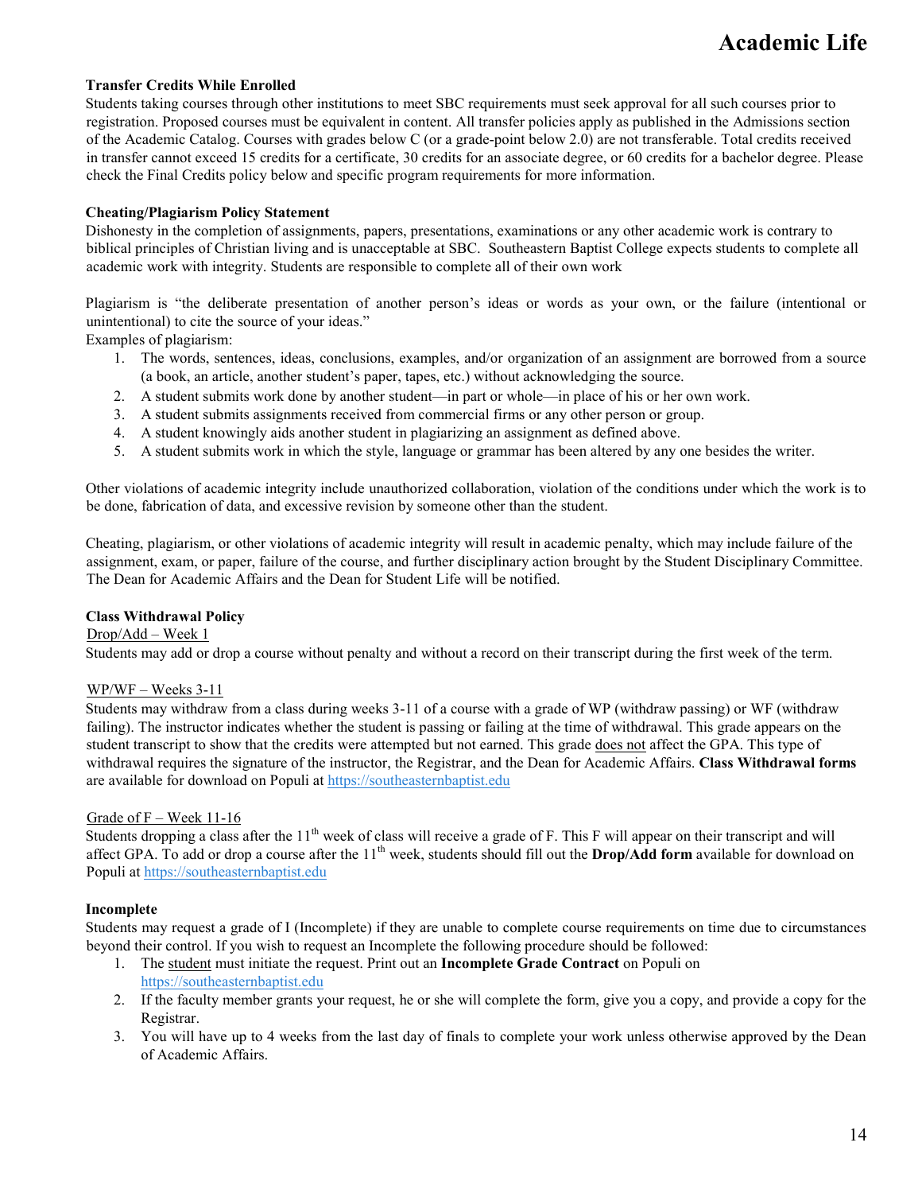### Transfer Credits While Enrolled

Students taking courses through other institutions to meet SBC requirements must seek approval for all such courses prior to registration. Proposed courses must be equivalent in content. All transfer policies apply as published in the Admissions section of the Academic Catalog. Courses with grades below C (or a grade-point below 2.0) are not transferable. Total credits received in transfer cannot exceed 15 credits for a certificate, 30 credits for an associate degree, or 60 credits for a bachelor degree. Please check the Final Credits policy below and specific program requirements for more information.

### Cheating/Plagiarism Policy Statement

Dishonesty in the completion of assignments, papers, presentations, examinations or any other academic work is contrary to biblical principles of Christian living and is unacceptable at SBC. Southeastern Baptist College expects students to complete all academic work with integrity. Students are responsible to complete all of their own work

Plagiarism is "the deliberate presentation of another person's ideas or words as your own, or the failure (intentional or unintentional) to cite the source of your ideas."

Examples of plagiarism:

1. The words, sentences, ideas, conclusions, examples, and/or organization of an assignment are borrowed from a source (a book, an article, another student's paper, tapes, etc.) without acknowledging the source.
2. A student submits work done by another student—in part or whole—in place of his or her own work.
3. A student submits assignments received from commercial firms or any other person or group.
4. A student knowingly aids another student in plagiarizing an assignment as defined above.
5. A student submits work in which the style, language or grammar has been altered by any one besides the writer.

Other violations of academic integrity include unauthorized collaboration, violation of the conditions under which the work is to be done, fabrication of data, and excessive revision by someone other than the student.

Cheating, plagiarism, or other violations of academic integrity will result in academic penalty, which may include failure of the assignment, exam, or paper, failure of the course, and further disciplinary action brought by the Student Disciplinary Committee. The Dean for Academic Affairs and the Dean for Student Life will be notified.

### Class Withdrawal Policy

<u>Drop/Add – Week 1</u>

Students may add or drop a course without penalty and without a record on their transcript during the first week of the term.

<u>WP/WF – Weeks 3-11</u>

Students may withdraw from a class during weeks 3-11 of a course with a grade of WP (withdraw passing) or WF (withdraw failing). The instructor indicates whether the student is passing or failing at the time of withdrawal. This grade appears on the student transcript to show that the credits were attempted but not earned. This grade <u>does not</u> affect the GPA. This type of withdrawal requires the signature of the instructor, the Registrar, and the Dean for Academic Affairs. **Class Withdrawal forms** are available for download on Populi at https://southeasternbaptist.edu

<u>Grade of F – Week 11-16</u>

Students dropping a class after the 11th week of class will receive a grade of F. This F will appear on their transcript and will affect GPA. To add or drop a course after the 11th week, students should fill out the **Drop/Add form** available for download on Populi at https://southeasternbaptist.edu

### Incomplete

Students may request a grade of I (Incomplete) if they are unable to complete course requirements on time due to circumstances beyond their control. If you wish to request an Incomplete the following procedure should be followed:

1. The <u>student</u> must initiate the request. Print out an **Incomplete Grade Contract** on Populi on https://southeasternbaptist.edu
2. If the faculty member grants your request, he or she will complete the form, give you a copy, and provide a copy for the Registrar.
3. You will have up to 4 weeks from the last day of finals to complete your work unless otherwise approved by the Dean of Academic Affairs.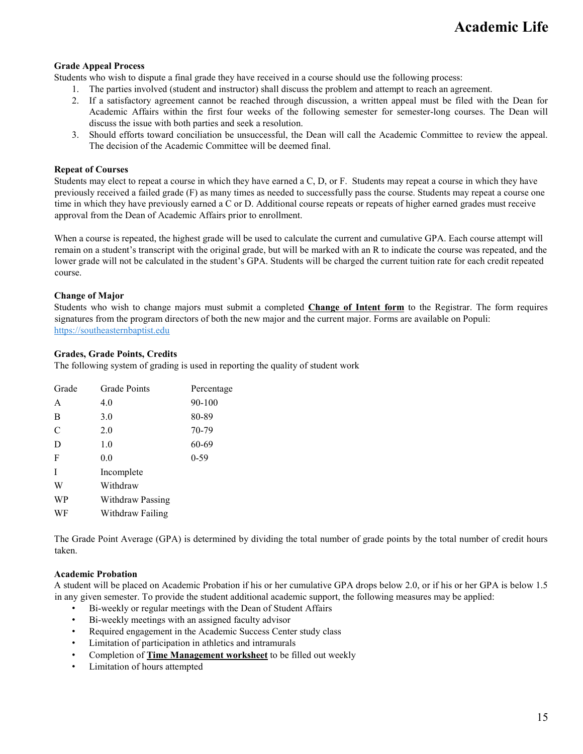### Grade Appeal Process

Students who wish to dispute a final grade they have received in a course should use the following process:

1. The parties involved (student and instructor) shall discuss the problem and attempt to reach an agreement.
2. If a satisfactory agreement cannot be reached through discussion, a written appeal must be filed with the Dean for Academic Affairs within the first four weeks of the following semester for semester-long courses. The Dean will discuss the issue with both parties and seek a resolution.
3. Should efforts toward conciliation be unsuccessful, the Dean will call the Academic Committee to review the appeal. The decision of the Academic Committee will be deemed final.

### Repeat of Courses

Students may elect to repeat a course in which they have earned a C, D, or F. Students may repeat a course in which they have previously received a failed grade (F) as many times as needed to successfully pass the course. Students may repeat a course one time in which they have previously earned a C or D. Additional course repeats or repeats of higher earned grades must receive approval from the Dean of Academic Affairs prior to enrollment.

When a course is repeated, the highest grade will be used to calculate the current and cumulative GPA. Each course attempt will remain on a student's transcript with the original grade, but will be marked with an R to indicate the course was repeated, and the lower grade will not be calculated in the student's GPA. Students will be charged the current tuition rate for each credit repeated course.

### Change of Major

Students who wish to change majors must submit a completed **Change of Intent form** to the Registrar. The form requires signatures from the program directors of both the new major and the current major. Forms are available on Populi: https://southeasternbaptist.edu

### Grades, Grade Points, Credits

The following system of grading is used in reporting the quality of student work

| Grade | Grade Points | Percentage |
|---|---|---|
| A | 4.0 | 90-100 |
| B | 3.0 | 80-89 |
| C | 2.0 | 70-79 |
| D | 1.0 | 60-69 |
| F | 0.0 | 0-59 |
| I | Incomplete | |
| W | Withdraw | |
| WP | Withdraw Passing | |
| WF | Withdraw Failing | |

The Grade Point Average (GPA) is determined by dividing the total number of grade points by the total number of credit hours taken.

### Academic Probation

A student will be placed on Academic Probation if his or her cumulative GPA drops below 2.0, or if his or her GPA is below 1.5 in any given semester. To provide the student additional academic support, the following measures may be applied:

- Bi-weekly or regular meetings with the Dean of Student Affairs
- Bi-weekly meetings with an assigned faculty advisor
- Required engagement in the Academic Success Center study class
- Limitation of participation in athletics and intramurals
- Completion of **Time Management worksheet** to be filled out weekly
- Limitation of hours attempted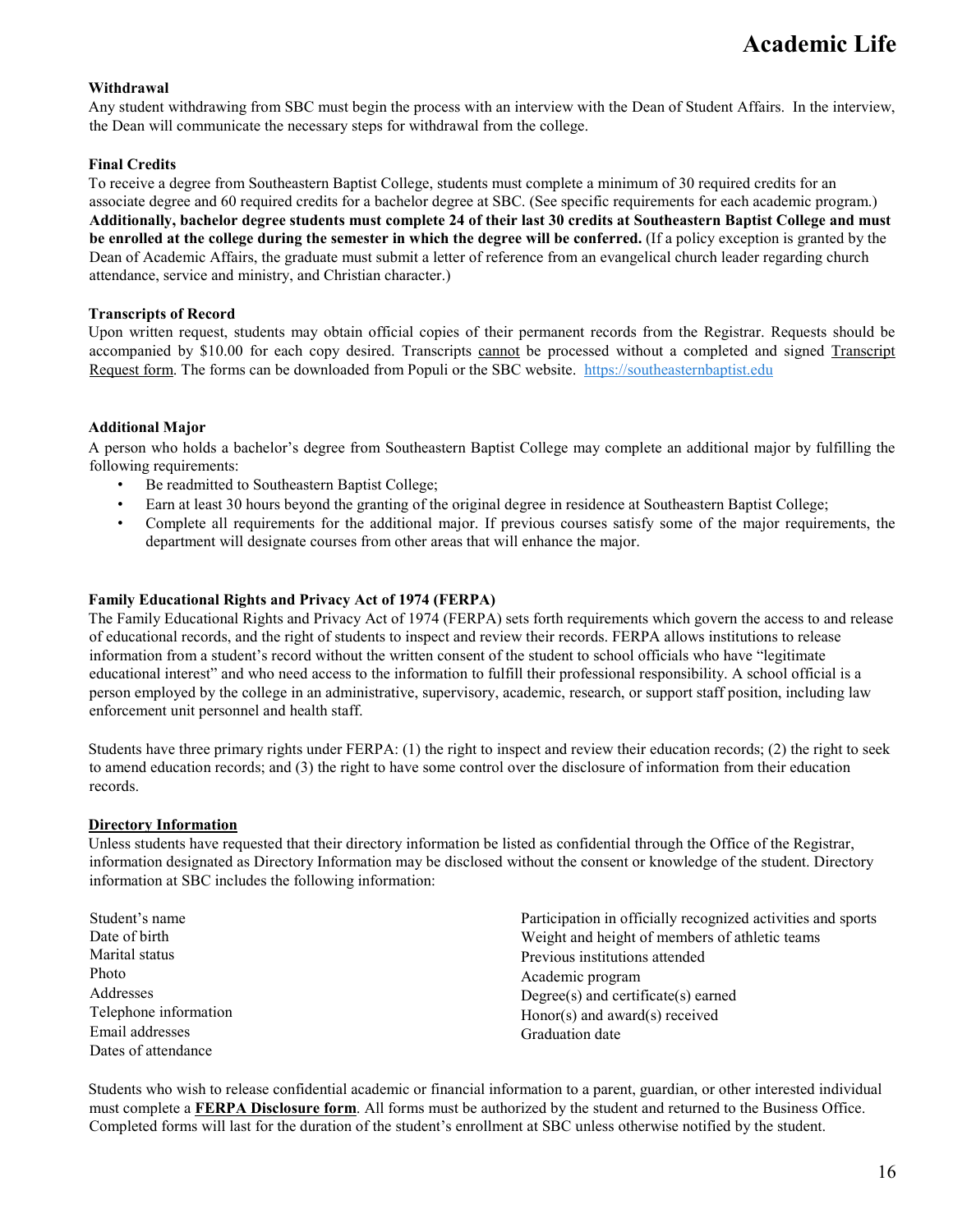### Withdrawal

Any student withdrawing from SBC must begin the process with an interview with the Dean of Student Affairs. In the interview, the Dean will communicate the necessary steps for withdrawal from the college.

### Final Credits

To receive a degree from Southeastern Baptist College, students must complete a minimum of 30 required credits for an associate degree and 60 required credits for a bachelor degree at SBC. (See specific requirements for each academic program.) **Additionally, bachelor degree students must complete 24 of their last 30 credits at Southeastern Baptist College and must be enrolled at the college during the semester in which the degree will be conferred.** (If a policy exception is granted by the Dean of Academic Affairs, the graduate must submit a letter of reference from an evangelical church leader regarding church attendance, service and ministry, and Christian character.)

### Transcripts of Record

Upon written request, students may obtain official copies of their permanent records from the Registrar. Requests should be accompanied by $10.00 for each copy desired. Transcripts <u>cannot</u> be processed without a completed and signed <u>Transcript Request form</u>. The forms can be downloaded from Populi or the SBC website. [https://southeasternbaptist.edu](https://southeasternbaptist.edu)

### Additional Major

A person who holds a bachelor's degree from Southeastern Baptist College may complete an additional major by fulfilling the following requirements:

- Be readmitted to Southeastern Baptist College;
- Earn at least 30 hours beyond the granting of the original degree in residence at Southeastern Baptist College;
- Complete all requirements for the additional major. If previous courses satisfy some of the major requirements, the department will designate courses from other areas that will enhance the major.

### Family Educational Rights and Privacy Act of 1974 (FERPA)

The Family Educational Rights and Privacy Act of 1974 (FERPA) sets forth requirements which govern the access to and release of educational records, and the right of students to inspect and review their records. FERPA allows institutions to release information from a student's record without the written consent of the student to school officials who have "legitimate educational interest" and who need access to the information to fulfill their professional responsibility. A school official is a person employed by the college in an administrative, supervisory, academic, research, or support staff position, including law enforcement unit personnel and health staff.

Students have three primary rights under FERPA: (1) the right to inspect and review their education records; (2) the right to seek to amend education records; and (3) the right to have some control over the disclosure of information from their education records.

#### <u>Directory Information</u>

Unless students have requested that their directory information be listed as confidential through the Office of the Registrar, information designated as Directory Information may be disclosed without the consent or knowledge of the student. Directory information at SBC includes the following information:

- Student's name
- Date of birth
- Marital status
- Photo
- Addresses
- Telephone information
- Email addresses
- Dates of attendance
- Participation in officially recognized activities and sports
- Weight and height of members of athletic teams
- Previous institutions attended
- Academic program
- Degree(s) and certificate(s) earned
- Honor(s) and award(s) received
- Graduation date

Students who wish to release confidential academic or financial information to a parent, guardian, or other interested individual must complete a **<u>FERPA Disclosure form</u>**. All forms must be authorized by the student and returned to the Business Office. Completed forms will last for the duration of the student's enrollment at SBC unless otherwise notified by the student.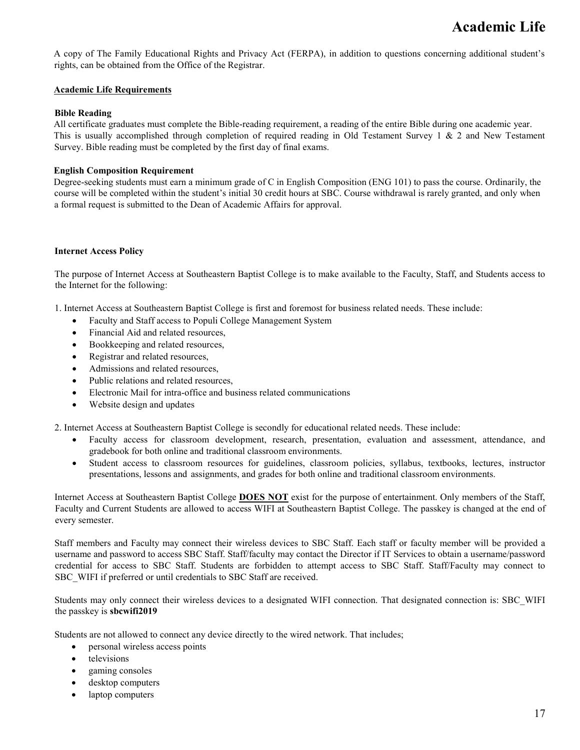A copy of The Family Educational Rights and Privacy Act (FERPA), in addition to questions concerning additional student's rights, can be obtained from the Office of the Registrar.

## Academic Life Requirements

### Bible Reading

All certificate graduates must complete the Bible-reading requirement, a reading of the entire Bible during one academic year. This is usually accomplished through completion of required reading in Old Testament Survey 1 & 2 and New Testament Survey. Bible reading must be completed by the first day of final exams.

### English Composition Requirement

Degree-seeking students must earn a minimum grade of C in English Composition (ENG 101) to pass the course. Ordinarily, the course will be completed within the student's initial 30 credit hours at SBC. Course withdrawal is rarely granted, and only when a formal request is submitted to the Dean of Academic Affairs for approval.

### Internet Access Policy

The purpose of Internet Access at Southeastern Baptist College is to make available to the Faculty, Staff, and Students access to the Internet for the following:

1. Internet Access at Southeastern Baptist College is first and foremost for business related needs. These include:
   - Faculty and Staff access to Populi College Management System
   - Financial Aid and related resources,
   - Bookkeeping and related resources,
   - Registrar and related resources,
   - Admissions and related resources,
   - Public relations and related resources,
   - Electronic Mail for intra-office and business related communications
   - Website design and updates

2. Internet Access at Southeastern Baptist College is secondly for educational related needs. These include:
   - Faculty access for classroom development, research, presentation, evaluation and assessment, attendance, and gradebook for both online and traditional classroom environments.
   - Student access to classroom resources for guidelines, classroom policies, syllabus, textbooks, lectures, instructor presentations, lessons and assignments, and grades for both online and traditional classroom environments.

Internet Access at Southeastern Baptist College **DOES NOT** exist for the purpose of entertainment. Only members of the Staff, Faculty and Current Students are allowed to access WIFI at Southeastern Baptist College. The passkey is changed at the end of every semester.

Staff members and Faculty may connect their wireless devices to SBC Staff. Each staff or faculty member will be provided a username and password to access SBC Staff. Staff/faculty may contact the Director if IT Services to obtain a username/password credential for access to SBC Staff. Students are forbidden to attempt access to SBC Staff. Staff/Faculty may connect to SBC_WIFI if preferred or until credentials to SBC Staff are received.

Students may only connect their wireless devices to a designated WIFI connection. That designated connection is: SBC_WIFI the passkey is **sbcwifi2019**

Students are not allowed to connect any device directly to the wired network. That includes;

- personal wireless access points
- televisions
- gaming consoles
- desktop computers
- laptop computers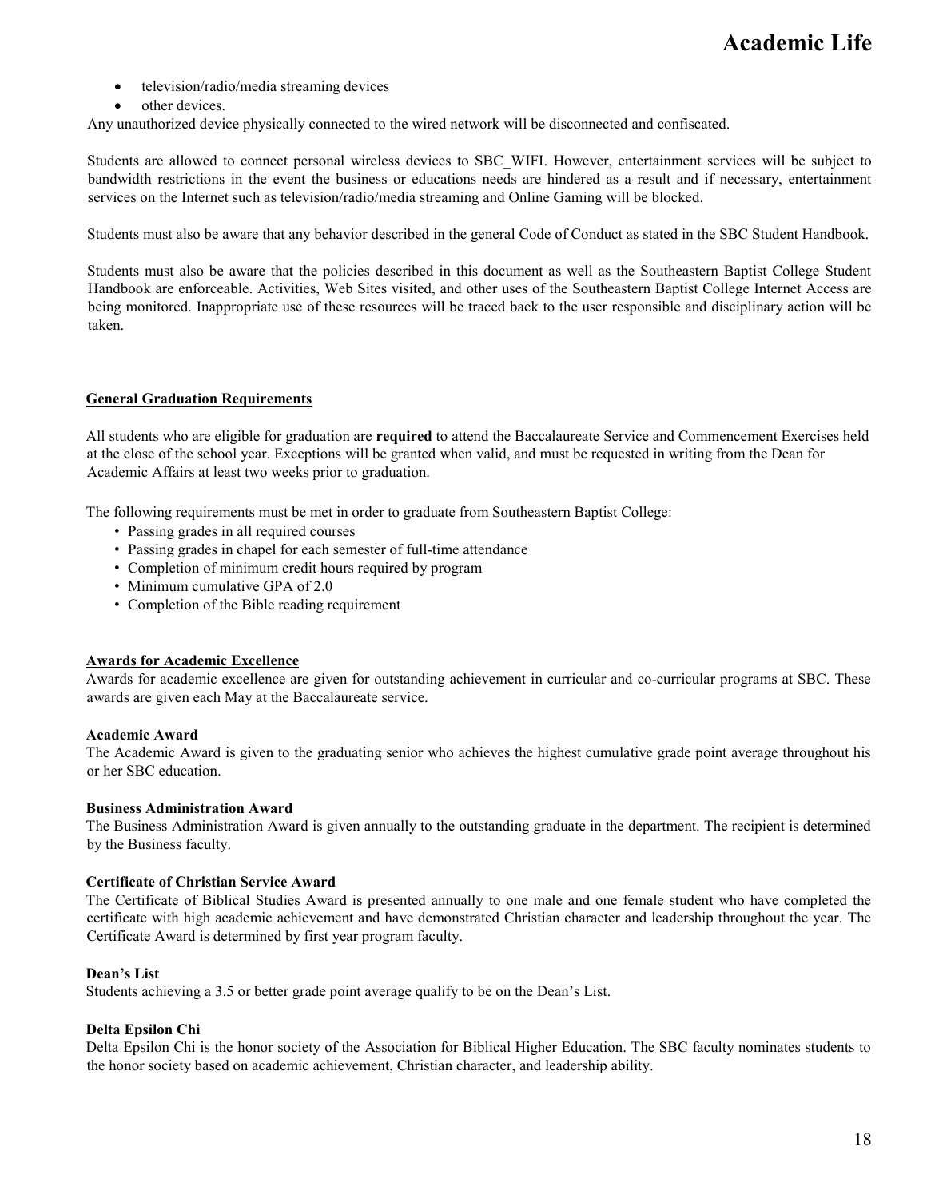- television/radio/media streaming devices
- other devices.

Any unauthorized device physically connected to the wired network will be disconnected and confiscated.

Students are allowed to connect personal wireless devices to SBC_WIFI. However, entertainment services will be subject to bandwidth restrictions in the event the business or educations needs are hindered as a result and if necessary, entertainment services on the Internet such as television/radio/media streaming and Online Gaming will be blocked.

Students must also be aware that any behavior described in the general Code of Conduct as stated in the SBC Student Handbook.

Students must also be aware that the policies described in this document as well as the Southeastern Baptist College Student Handbook are enforceable. Activities, Web Sites visited, and other uses of the Southeastern Baptist College Internet Access are being monitored. Inappropriate use of these resources will be traced back to the user responsible and disciplinary action will be taken.

## General Graduation Requirements

All students who are eligible for graduation are **required** to attend the Baccalaureate Service and Commencement Exercises held at the close of the school year. Exceptions will be granted when valid, and must be requested in writing from the Dean for Academic Affairs at least two weeks prior to graduation.

The following requirements must be met in order to graduate from Southeastern Baptist College:

- Passing grades in all required courses
- Passing grades in chapel for each semester of full-time attendance
- Completion of minimum credit hours required by program
- Minimum cumulative GPA of 2.0
- Completion of the Bible reading requirement

## Awards for Academic Excellence

Awards for academic excellence are given for outstanding achievement in curricular and co-curricular programs at SBC. These awards are given each May at the Baccalaureate service.

### Academic Award

The Academic Award is given to the graduating senior who achieves the highest cumulative grade point average throughout his or her SBC education.

### Business Administration Award

The Business Administration Award is given annually to the outstanding graduate in the department. The recipient is determined by the Business faculty.

### Certificate of Christian Service Award

The Certificate of Biblical Studies Award is presented annually to one male and one female student who have completed the certificate with high academic achievement and have demonstrated Christian character and leadership throughout the year. The Certificate Award is determined by first year program faculty.

### Dean's List

Students achieving a 3.5 or better grade point average qualify to be on the Dean's List.

### Delta Epsilon Chi

Delta Epsilon Chi is the honor society of the Association for Biblical Higher Education. The SBC faculty nominates students to the honor society based on academic achievement, Christian character, and leadership ability.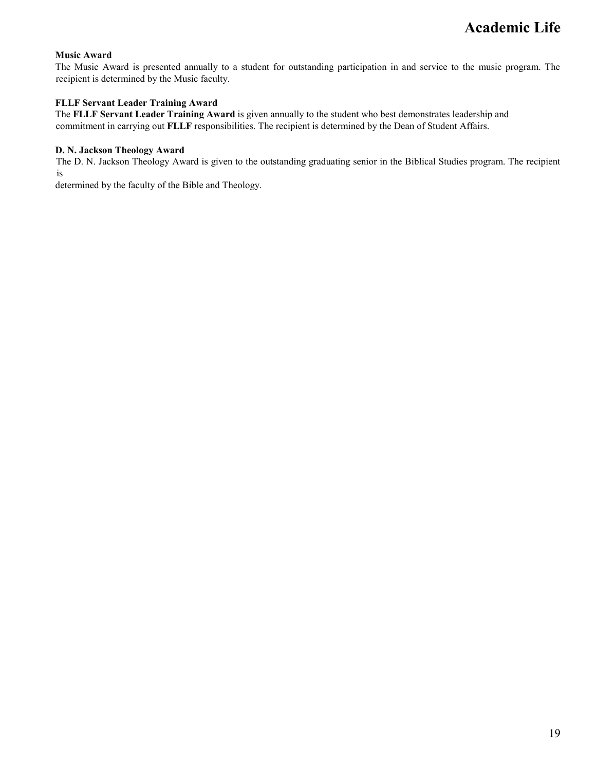**Music Award**

The Music Award is presented annually to a student for outstanding participation in and service to the music program. The recipient is determined by the Music faculty.

**FLLF Servant Leader Training Award**

The **FLLF Servant Leader Training Award** is given annually to the student who best demonstrates leadership and commitment in carrying out **FLLF** responsibilities. The recipient is determined by the Dean of Student Affairs.

**D. N. Jackson Theology Award**

The D. N. Jackson Theology Award is given to the outstanding graduating senior in the Biblical Studies program. The recipient is determined by the faculty of the Bible and Theology.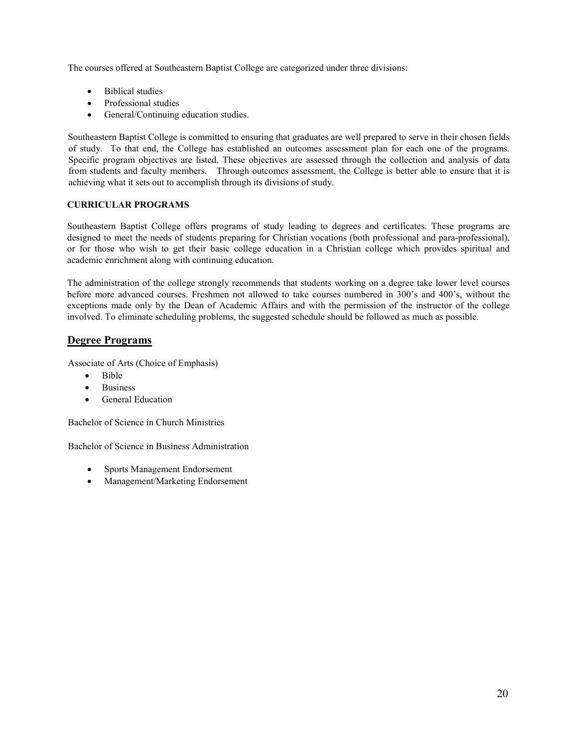The courses offered at Southeastern Baptist College are categorized under three divisions:

- Biblical studies
- Professional studies
- General/Continuing education studies.

Southeastern Baptist College is committed to ensuring that graduates are well prepared to serve in their chosen fields of study. To that end, the College has established an outcomes assessment plan for each one of the programs. Specific program objectives are listed. These objectives are assessed through the collection and analysis of data from students and faculty members. Through outcomes assessment, the College is better able to ensure that it is achieving what it sets out to accomplish through its divisions of study.

**CURRICULAR PROGRAMS**

Southeastern Baptist College offers programs of study leading to degrees and certificates. These programs are designed to meet the needs of students preparing for Christian vocations (both professional and para-professional), or for those who wish to get their basic college education in a Christian college which provides spiritual and academic enrichment along with continuing education.

The administration of the college strongly recommends that students working on a degree take lower level courses before more advanced courses. Freshmen not allowed to take courses numbered in 300's and 400's, without the exceptions made only by the Dean of Academic Affairs and with the permission of the instructor of the college involved. To eliminate scheduling problems, the suggested schedule should be followed as much as possible.

## Degree Programs

Associate of Arts (Choice of Emphasis)

- Bible
- Business
- General Education

Bachelor of Science in Church Ministries

Bachelor of Science in Business Administration

- Sports Management Endorsement
- Management/Marketing Endorsement